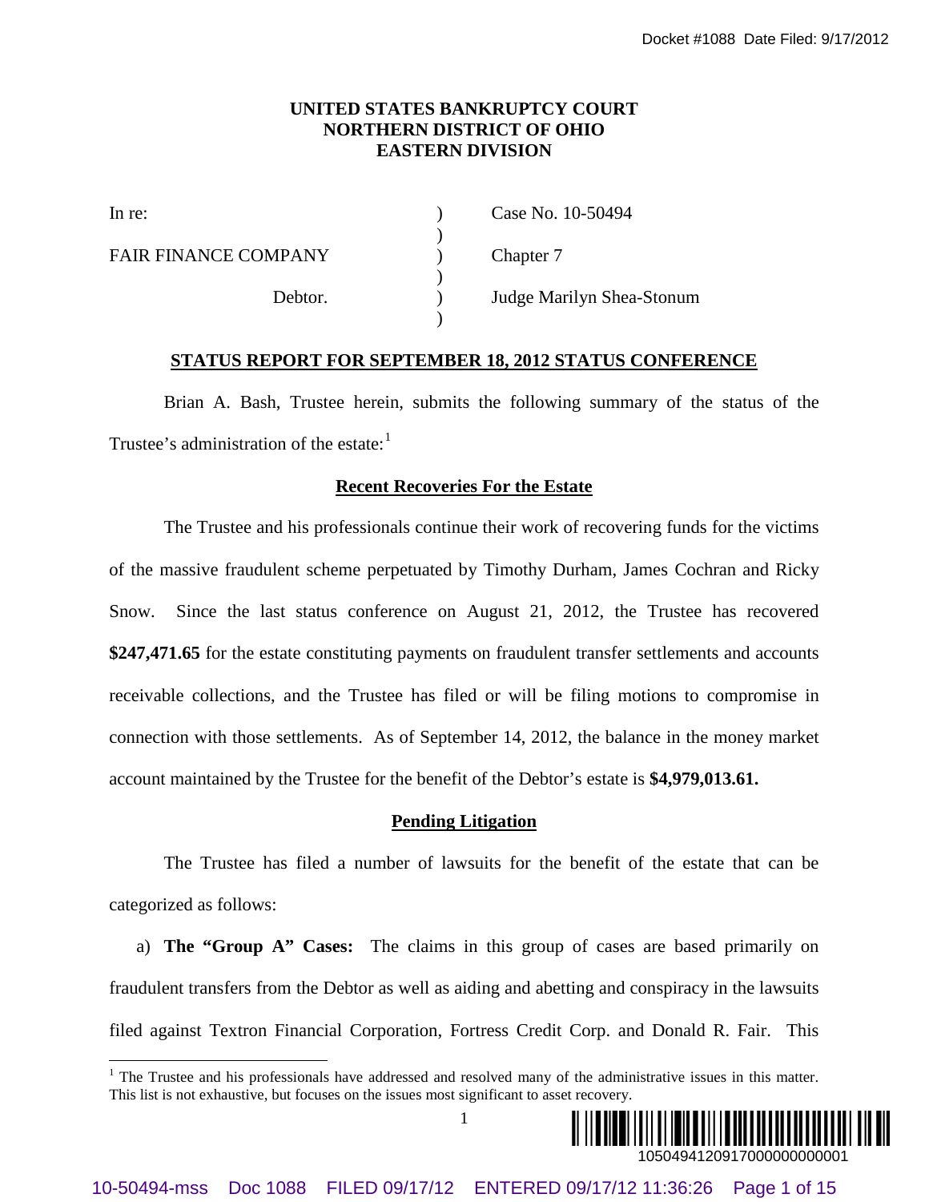**UNITED STATES BANKRUPTCY COURT**
**NORTHERN DISTRICT OF OHIO**
**EASTERN DIVISION**

| | | |
|---|---|---|
| In re: | ) | Case No. 10-50494 |
| | ) | |
| FAIR FINANCE COMPANY | ) | Chapter 7 |
| | ) | |
| Debtor. | ) | Judge Marilyn Shea-Stonum |
| | ) | |

## STATUS REPORT FOR SEPTEMBER 18, 2012 STATUS CONFERENCE

Brian A. Bash, Trustee herein, submits the following summary of the status of the Trustee's administration of the estate:[1]

### Recent Recoveries For the Estate

The Trustee and his professionals continue their work of recovering funds for the victims of the massive fraudulent scheme perpetuated by Timothy Durham, James Cochran and Ricky Snow. Since the last status conference on August 21, 2012, the Trustee has recovered **$247,471.65** for the estate constituting payments on fraudulent transfer settlements and accounts receivable collections, and the Trustee has filed or will be filing motions to compromise in connection with those settlements. As of September 14, 2012, the balance in the money market account maintained by the Trustee for the benefit of the Debtor's estate is **$4,979,013.61.**

### Pending Litigation

The Trustee has filed a number of lawsuits for the benefit of the estate that can be categorized as follows:

a) **The "Group A" Cases:** The claims in this group of cases are based primarily on fraudulent transfers from the Debtor as well as aiding and abetting and conspiracy in the lawsuits filed against Textron Financial Corporation, Fortress Credit Corp. and Donald R. Fair. This

[1] The Trustee and his professionals have addressed and resolved many of the administrative issues in this matter. This list is not exhaustive, but focuses on the issues most significant to asset recovery.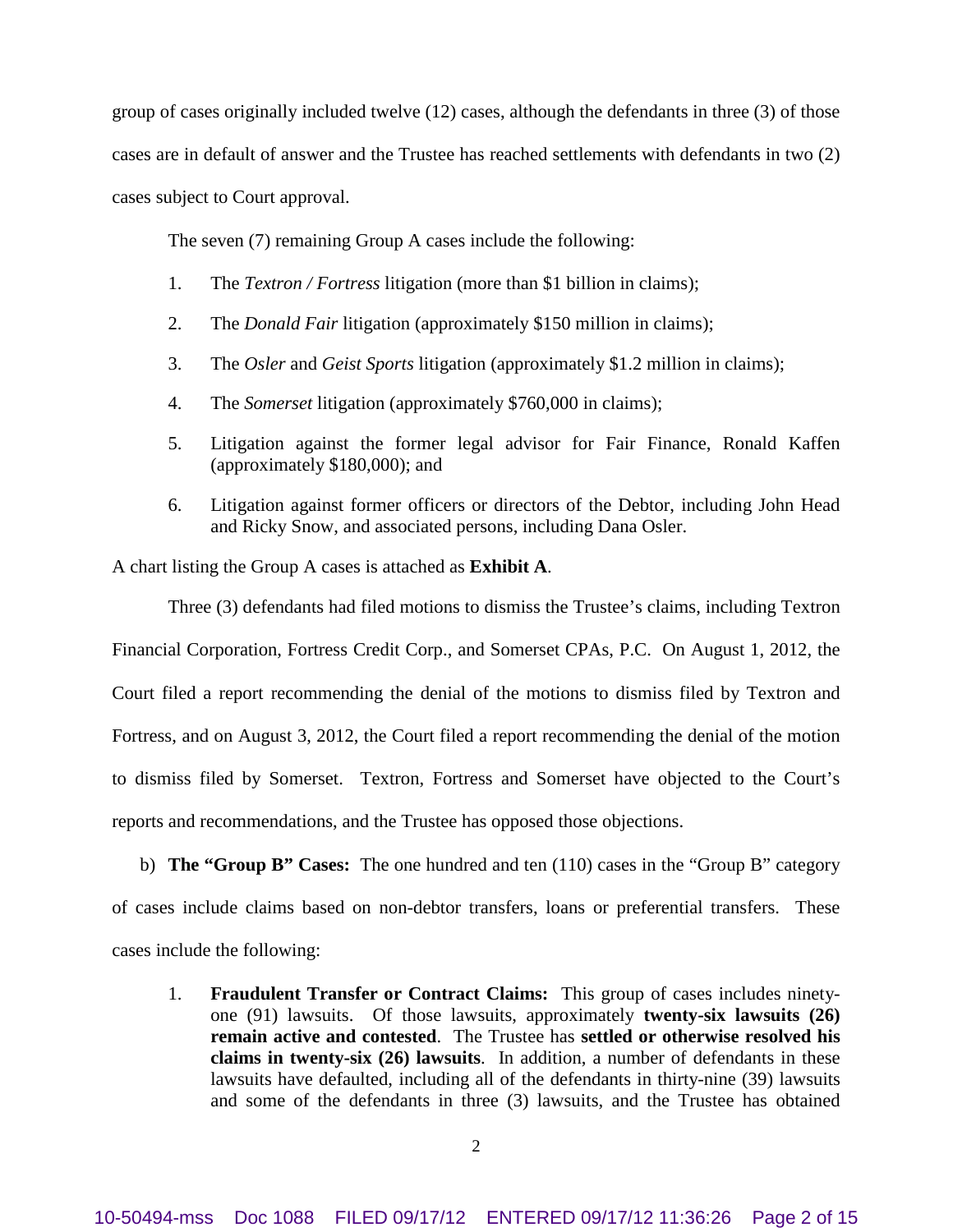group of cases originally included twelve (12) cases, although the defendants in three (3) of those cases are in default of answer and the Trustee has reached settlements with defendants in two (2) cases subject to Court approval.

The seven (7) remaining Group A cases include the following:

1. The *Textron / Fortress* litigation (more than $1 billion in claims);
2. The *Donald Fair* litigation (approximately $150 million in claims);
3. The *Osler* and *Geist Sports* litigation (approximately $1.2 million in claims);
4. The *Somerset* litigation (approximately $760,000 in claims);
5. Litigation against the former legal advisor for Fair Finance, Ronald Kaffen (approximately $180,000); and
6. Litigation against former officers or directors of the Debtor, including John Head and Ricky Snow, and associated persons, including Dana Osler.

A chart listing the Group A cases is attached as **Exhibit A**.

Three (3) defendants had filed motions to dismiss the Trustee's claims, including Textron Financial Corporation, Fortress Credit Corp., and Somerset CPAs, P.C. On August 1, 2012, the Court filed a report recommending the denial of the motions to dismiss filed by Textron and Fortress, and on August 3, 2012, the Court filed a report recommending the denial of the motion to dismiss filed by Somerset. Textron, Fortress and Somerset have objected to the Court's reports and recommendations, and the Trustee has opposed those objections.

b) **The "Group B" Cases:** The one hundred and ten (110) cases in the "Group B" category of cases include claims based on non-debtor transfers, loans or preferential transfers. These cases include the following:

1. **Fraudulent Transfer or Contract Claims:** This group of cases includes ninety-one (91) lawsuits. Of those lawsuits, approximately **twenty-six lawsuits (26) remain active and contested**. The Trustee has **settled or otherwise resolved his claims in twenty-six (26) lawsuits**. In addition, a number of defendants in these lawsuits have defaulted, including all of the defendants in thirty-nine (39) lawsuits and some of the defendants in three (3) lawsuits, and the Trustee has obtained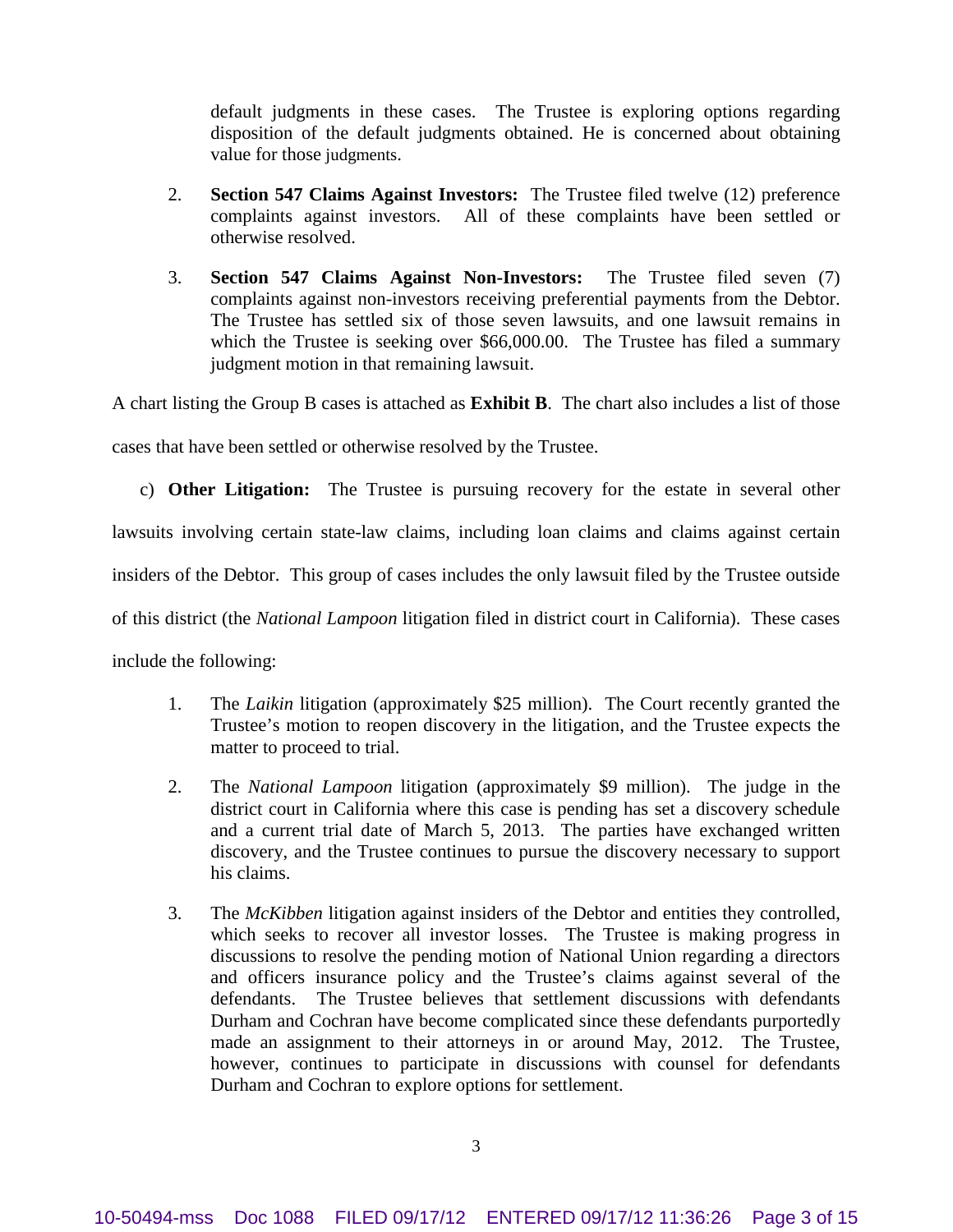default judgments in these cases. The Trustee is exploring options regarding disposition of the default judgments obtained. He is concerned about obtaining value for those judgments.

2. **Section 547 Claims Against Investors:** The Trustee filed twelve (12) preference complaints against investors. All of these complaints have been settled or otherwise resolved.

3. **Section 547 Claims Against Non-Investors:** The Trustee filed seven (7) complaints against non-investors receiving preferential payments from the Debtor. The Trustee has settled six of those seven lawsuits, and one lawsuit remains in which the Trustee is seeking over $66,000.00. The Trustee has filed a summary judgment motion in that remaining lawsuit.

A chart listing the Group B cases is attached as **Exhibit B**. The chart also includes a list of those cases that have been settled or otherwise resolved by the Trustee.

c) **Other Litigation:** The Trustee is pursuing recovery for the estate in several other lawsuits involving certain state-law claims, including loan claims and claims against certain insiders of the Debtor. This group of cases includes the only lawsuit filed by the Trustee outside of this district (the *National Lampoon* litigation filed in district court in California). These cases include the following:

1. The *Laikin* litigation (approximately $25 million). The Court recently granted the Trustee's motion to reopen discovery in the litigation, and the Trustee expects the matter to proceed to trial.

2. The *National Lampoon* litigation (approximately $9 million). The judge in the district court in California where this case is pending has set a discovery schedule and a current trial date of March 5, 2013. The parties have exchanged written discovery, and the Trustee continues to pursue the discovery necessary to support his claims.

3. The *McKibben* litigation against insiders of the Debtor and entities they controlled, which seeks to recover all investor losses. The Trustee is making progress in discussions to resolve the pending motion of National Union regarding a directors and officers insurance policy and the Trustee's claims against several of the defendants. The Trustee believes that settlement discussions with defendants Durham and Cochran have become complicated since these defendants purportedly made an assignment to their attorneys in or around May, 2012. The Trustee, however, continues to participate in discussions with counsel for defendants Durham and Cochran to explore options for settlement.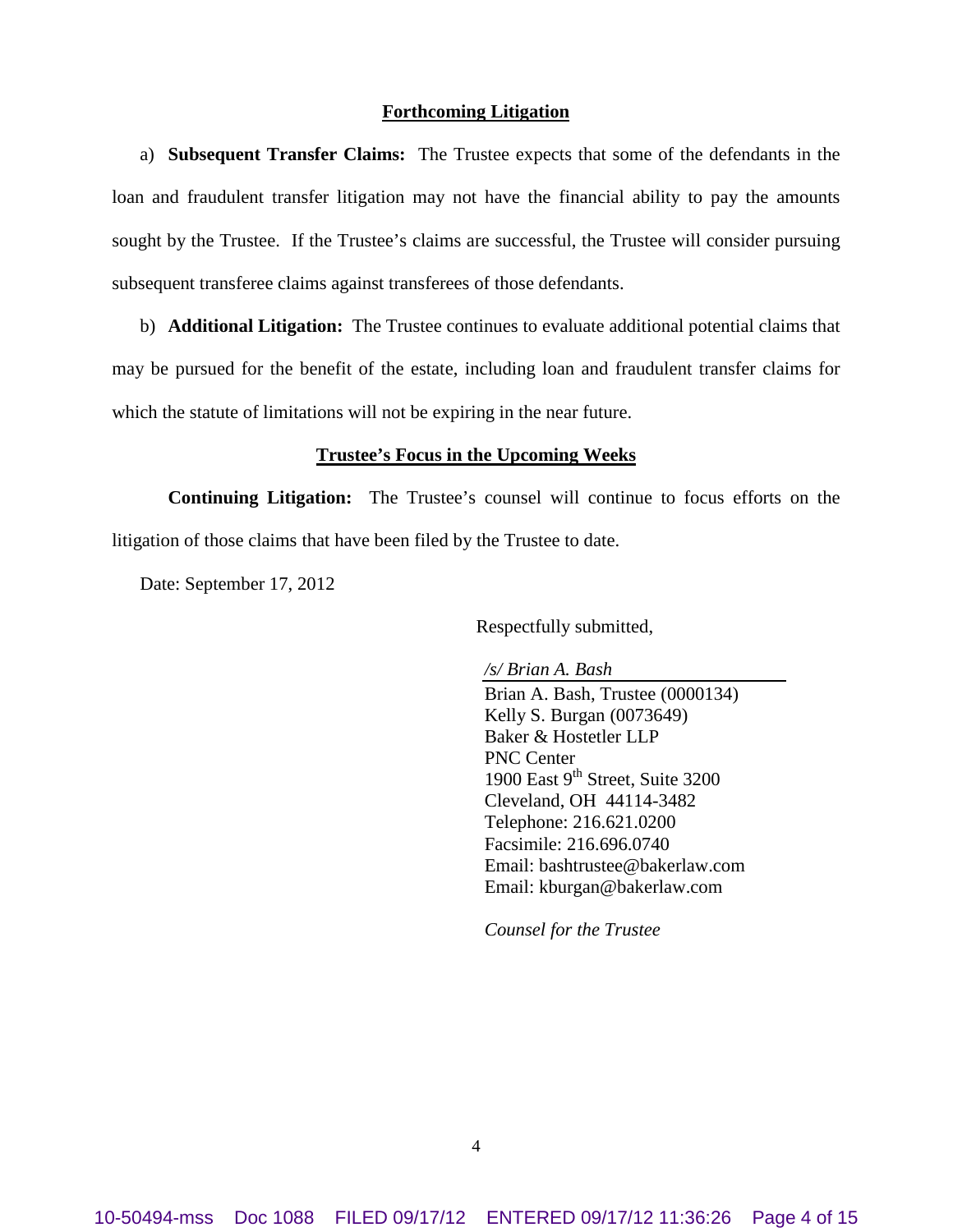## Forthcoming Litigation

a) **Subsequent Transfer Claims:** The Trustee expects that some of the defendants in the loan and fraudulent transfer litigation may not have the financial ability to pay the amounts sought by the Trustee. If the Trustee's claims are successful, the Trustee will consider pursuing subsequent transferee claims against transferees of those defendants.

b) **Additional Litigation:** The Trustee continues to evaluate additional potential claims that may be pursued for the benefit of the estate, including loan and fraudulent transfer claims for which the statute of limitations will not be expiring in the near future.

## Trustee's Focus in the Upcoming Weeks

**Continuing Litigation:** The Trustee's counsel will continue to focus efforts on the litigation of those claims that have been filed by the Trustee to date.

Date: September 17, 2012

Respectfully submitted,

*/s/ Brian A. Bash*
Brian A. Bash, Trustee (0000134)
Kelly S. Burgan (0073649)
Baker & Hostetler LLP
PNC Center
1900 East 9th Street, Suite 3200
Cleveland, OH 44114-3482
Telephone: 216.621.0200
Facsimile: 216.696.0740
Email: bashtrustee@bakerlaw.com
Email: kburgan@bakerlaw.com

*Counsel for the Trustee*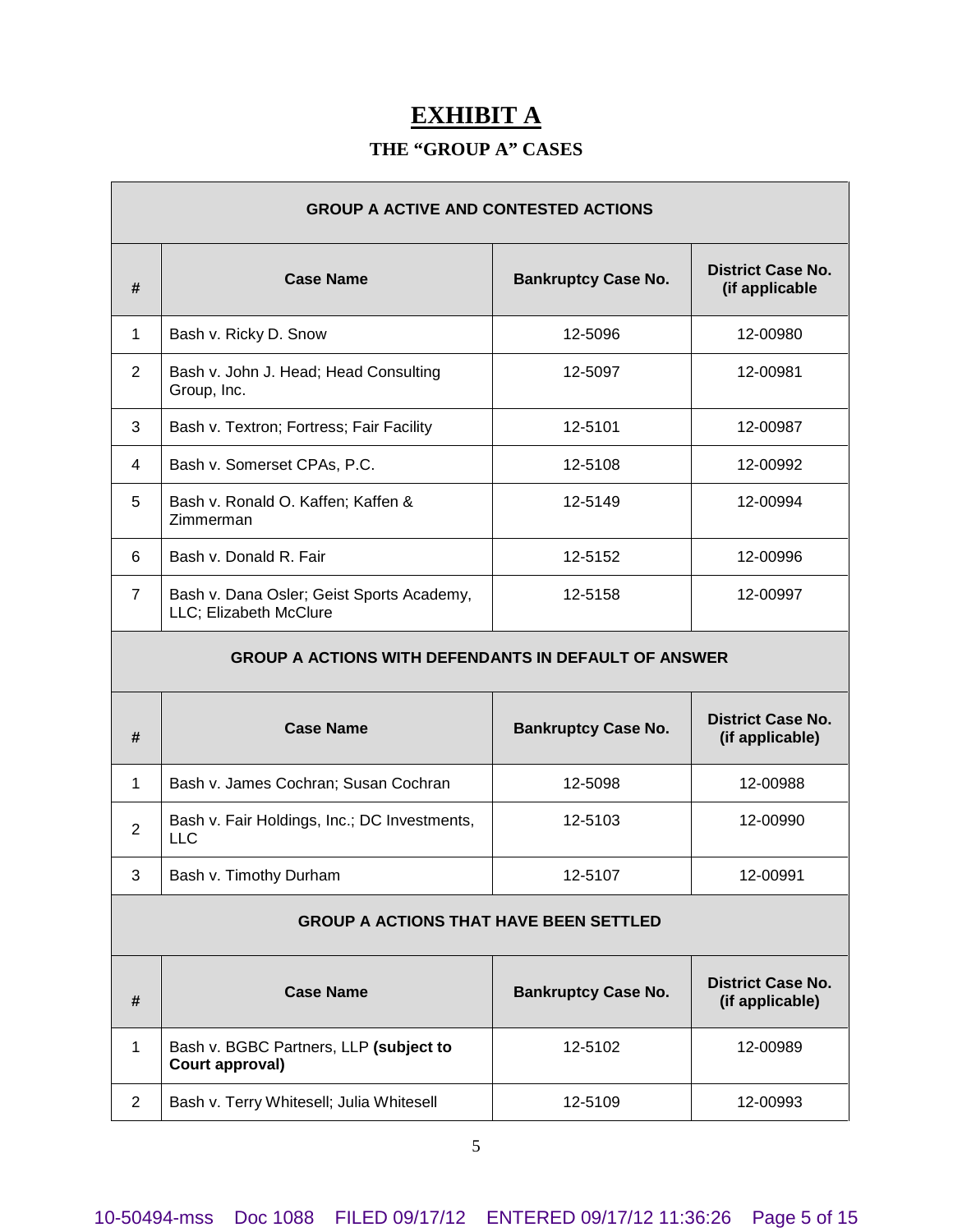# EXHIBIT A

## THE "GROUP A" CASES

| GROUP A ACTIVE AND CONTESTED ACTIONS | | | |
|---|---|---|---|
| **#** | **Case Name** | **Bankruptcy Case No.** | **District Case No. (if applicable** |
| 1 | Bash v. Ricky D. Snow | 12-5096 | 12-00980 |
| 2 | Bash v. John J. Head; Head Consulting Group, Inc. | 12-5097 | 12-00981 |
| 3 | Bash v. Textron; Fortress; Fair Facility | 12-5101 | 12-00987 |
| 4 | Bash v. Somerset CPAs, P.C. | 12-5108 | 12-00992 |
| 5 | Bash v. Ronald O. Kaffen; Kaffen & Zimmerman | 12-5149 | 12-00994 |
| 6 | Bash v. Donald R. Fair | 12-5152 | 12-00996 |
| 7 | Bash v. Dana Osler; Geist Sports Academy, LLC; Elizabeth McClure | 12-5158 | 12-00997 |
| **GROUP A ACTIONS WITH DEFENDANTS IN DEFAULT OF ANSWER** | | | |
| **#** | **Case Name** | **Bankruptcy Case No.** | **District Case No. (if applicable)** |
| 1 | Bash v. James Cochran; Susan Cochran | 12-5098 | 12-00988 |
| 2 | Bash v. Fair Holdings, Inc.; DC Investments, LLC | 12-5103 | 12-00990 |
| 3 | Bash v. Timothy Durham | 12-5107 | 12-00991 |
| **GROUP A ACTIONS THAT HAVE BEEN SETTLED** | | | |
| **#** | **Case Name** | **Bankruptcy Case No.** | **District Case No. (if applicable)** |
| 1 | Bash v. BGBC Partners, LLP **(subject to Court approval)** | 12-5102 | 12-00989 |
| 2 | Bash v. Terry Whitesell; Julia Whitesell | 12-5109 | 12-00993 |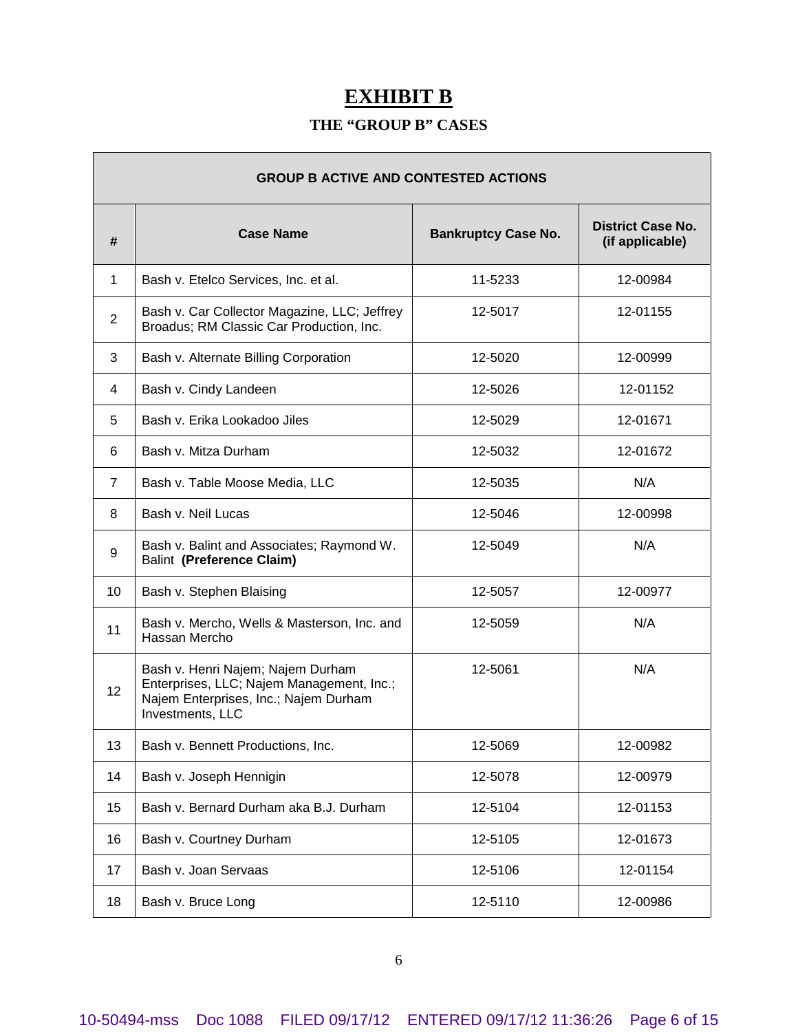# EXHIBIT B

## THE "GROUP B" CASES

| GROUP B ACTIVE AND CONTESTED ACTIONS | | | |
|---|---|---|---|
| # | Case Name | Bankruptcy Case No. | District Case No. (if applicable) |
| 1 | Bash v. Etelco Services, Inc. et al. | 11-5233 | 12-00984 |
| 2 | Bash v. Car Collector Magazine, LLC; Jeffrey Broadus; RM Classic Car Production, Inc. | 12-5017 | 12-01155 |
| 3 | Bash v. Alternate Billing Corporation | 12-5020 | 12-00999 |
| 4 | Bash v. Cindy Landeen | 12-5026 | 12-01152 |
| 5 | Bash v. Erika Lookadoo Jiles | 12-5029 | 12-01671 |
| 6 | Bash v. Mitza Durham | 12-5032 | 12-01672 |
| 7 | Bash v. Table Moose Media, LLC | 12-5035 | N/A |
| 8 | Bash v. Neil Lucas | 12-5046 | 12-00998 |
| 9 | Bash v. Balint and Associates; Raymond W. Balint **(Preference Claim)** | 12-5049 | N/A |
| 10 | Bash v. Stephen Blaising | 12-5057 | 12-00977 |
| 11 | Bash v. Mercho, Wells & Masterson, Inc. and Hassan Mercho | 12-5059 | N/A |
| 12 | Bash v. Henri Najem; Najem Durham Enterprises, LLC; Najem Management, Inc.; Najem Enterprises, Inc.; Najem Durham Investments, LLC | 12-5061 | N/A |
| 13 | Bash v. Bennett Productions, Inc. | 12-5069 | 12-00982 |
| 14 | Bash v. Joseph Hennigin | 12-5078 | 12-00979 |
| 15 | Bash v. Bernard Durham aka B.J. Durham | 12-5104 | 12-01153 |
| 16 | Bash v. Courtney Durham | 12-5105 | 12-01673 |
| 17 | Bash v. Joan Servaas | 12-5106 | 12-01154 |
| 18 | Bash v. Bruce Long | 12-5110 | 12-00986 |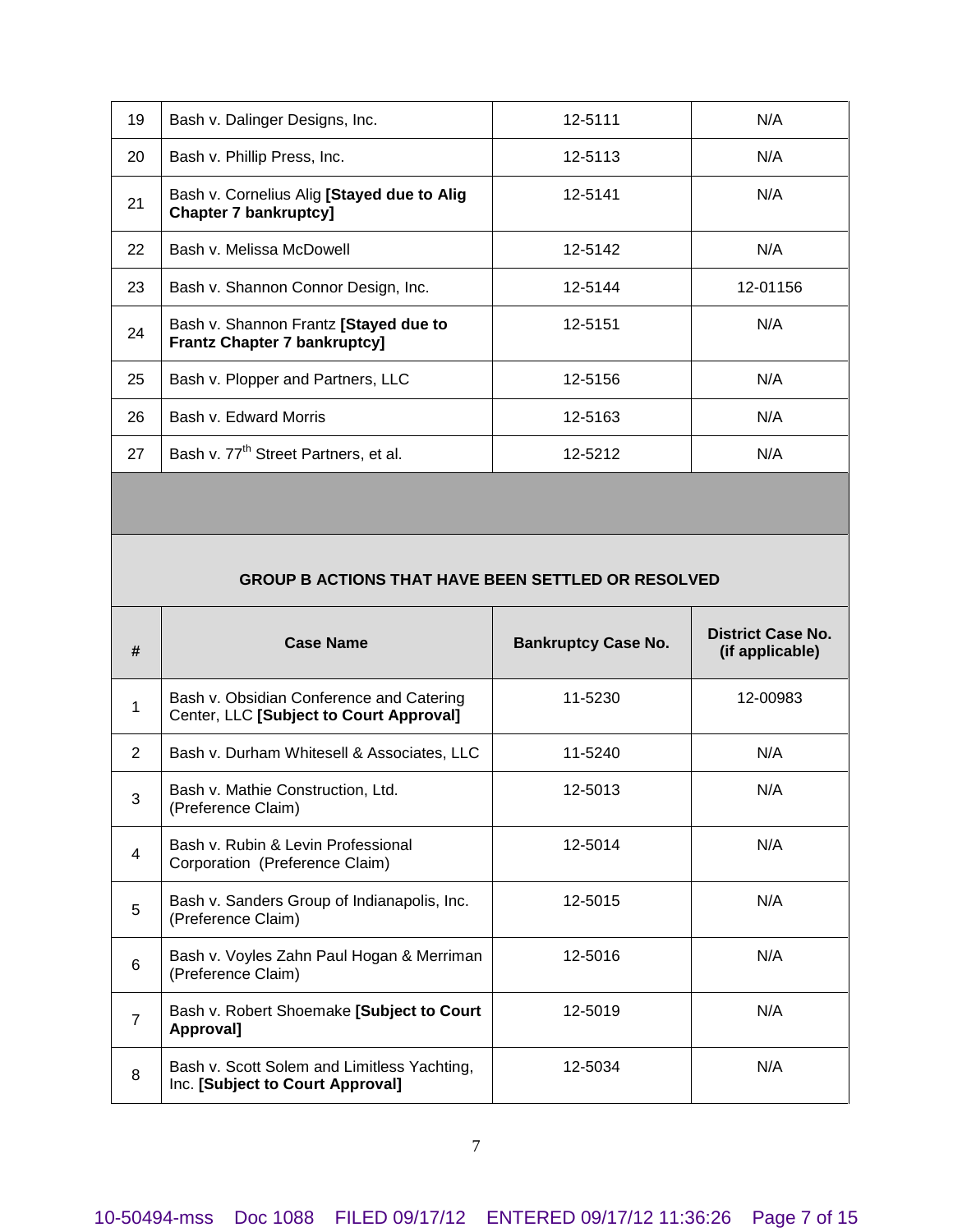| # | Case Name | Bankruptcy Case No. | District Case No. (if applicable) |
|---|---|---|---|
| 19 | Bash v. Dalinger Designs, Inc. | 12-5111 | N/A |
| 20 | Bash v. Phillip Press, Inc. | 12-5113 | N/A |
| 21 | Bash v. Cornelius Alig **[Stayed due to Alig Chapter 7 bankruptcy]** | 12-5141 | N/A |
| 22 | Bash v. Melissa McDowell | 12-5142 | N/A |
| 23 | Bash v. Shannon Connor Design, Inc. | 12-5144 | 12-01156 |
| 24 | Bash v. Shannon Frantz **[Stayed due to Frantz Chapter 7 bankruptcy]** | 12-5151 | N/A |
| 25 | Bash v. Plopper and Partners, LLC | 12-5156 | N/A |
| 26 | Bash v. Edward Morris | 12-5163 | N/A |
| 27 | Bash v. 77th Street Partners, et al. | 12-5212 | N/A |

**GROUP B ACTIONS THAT HAVE BEEN SETTLED OR RESOLVED**

| # | Case Name | Bankruptcy Case No. | District Case No. (if applicable) |
|---|---|---|---|
| 1 | Bash v. Obsidian Conference and Catering Center, LLC **[Subject to Court Approval]** | 11-5230 | 12-00983 |
| 2 | Bash v. Durham Whitesell & Associates, LLC | 11-5240 | N/A |
| 3 | Bash v. Mathie Construction, Ltd. (Preference Claim) | 12-5013 | N/A |
| 4 | Bash v. Rubin & Levin Professional Corporation (Preference Claim) | 12-5014 | N/A |
| 5 | Bash v. Sanders Group of Indianapolis, Inc. (Preference Claim) | 12-5015 | N/A |
| 6 | Bash v. Voyles Zahn Paul Hogan & Merriman (Preference Claim) | 12-5016 | N/A |
| 7 | Bash v. Robert Shoemake **[Subject to Court Approval]** | 12-5019 | N/A |
| 8 | Bash v. Scott Solem and Limitless Yachting, Inc. **[Subject to Court Approval]** | 12-5034 | N/A |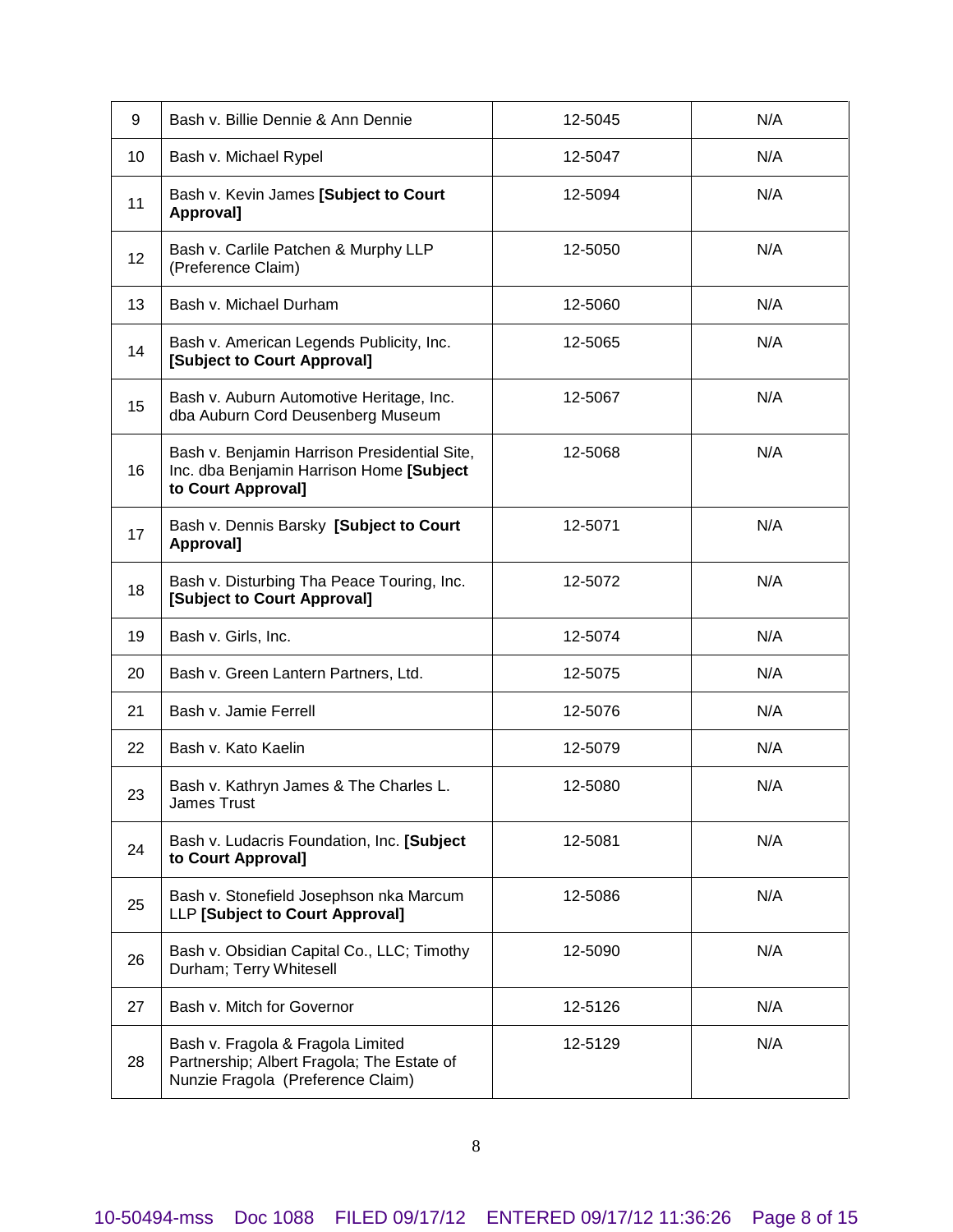| 9 | Bash v. Billie Dennie & Ann Dennie | 12-5045 | N/A |
|---|---|---|---|
| 10 | Bash v. Michael Rypel | 12-5047 | N/A |
| 11 | Bash v. Kevin James **[Subject to Court Approval]** | 12-5094 | N/A |
| 12 | Bash v. Carlile Patchen & Murphy LLP (Preference Claim) | 12-5050 | N/A |
| 13 | Bash v. Michael Durham | 12-5060 | N/A |
| 14 | Bash v. American Legends Publicity, Inc. **[Subject to Court Approval]** | 12-5065 | N/A |
| 15 | Bash v. Auburn Automotive Heritage, Inc. dba Auburn Cord Deusenberg Museum | 12-5067 | N/A |
| 16 | Bash v. Benjamin Harrison Presidential Site, Inc. dba Benjamin Harrison Home **[Subject to Court Approval]** | 12-5068 | N/A |
| 17 | Bash v. Dennis Barsky **[Subject to Court Approval]** | 12-5071 | N/A |
| 18 | Bash v. Disturbing Tha Peace Touring, Inc. **[Subject to Court Approval]** | 12-5072 | N/A |
| 19 | Bash v. Girls, Inc. | 12-5074 | N/A |
| 20 | Bash v. Green Lantern Partners, Ltd. | 12-5075 | N/A |
| 21 | Bash v. Jamie Ferrell | 12-5076 | N/A |
| 22 | Bash v. Kato Kaelin | 12-5079 | N/A |
| 23 | Bash v. Kathryn James & The Charles L. James Trust | 12-5080 | N/A |
| 24 | Bash v. Ludacris Foundation, Inc. **[Subject to Court Approval]** | 12-5081 | N/A |
| 25 | Bash v. Stonefield Josephson nka Marcum LLP **[Subject to Court Approval]** | 12-5086 | N/A |
| 26 | Bash v. Obsidian Capital Co., LLC; Timothy Durham; Terry Whitesell | 12-5090 | N/A |
| 27 | Bash v. Mitch for Governor | 12-5126 | N/A |
| 28 | Bash v. Fragola & Fragola Limited Partnership; Albert Fragola; The Estate of Nunzie Fragola (Preference Claim) | 12-5129 | N/A |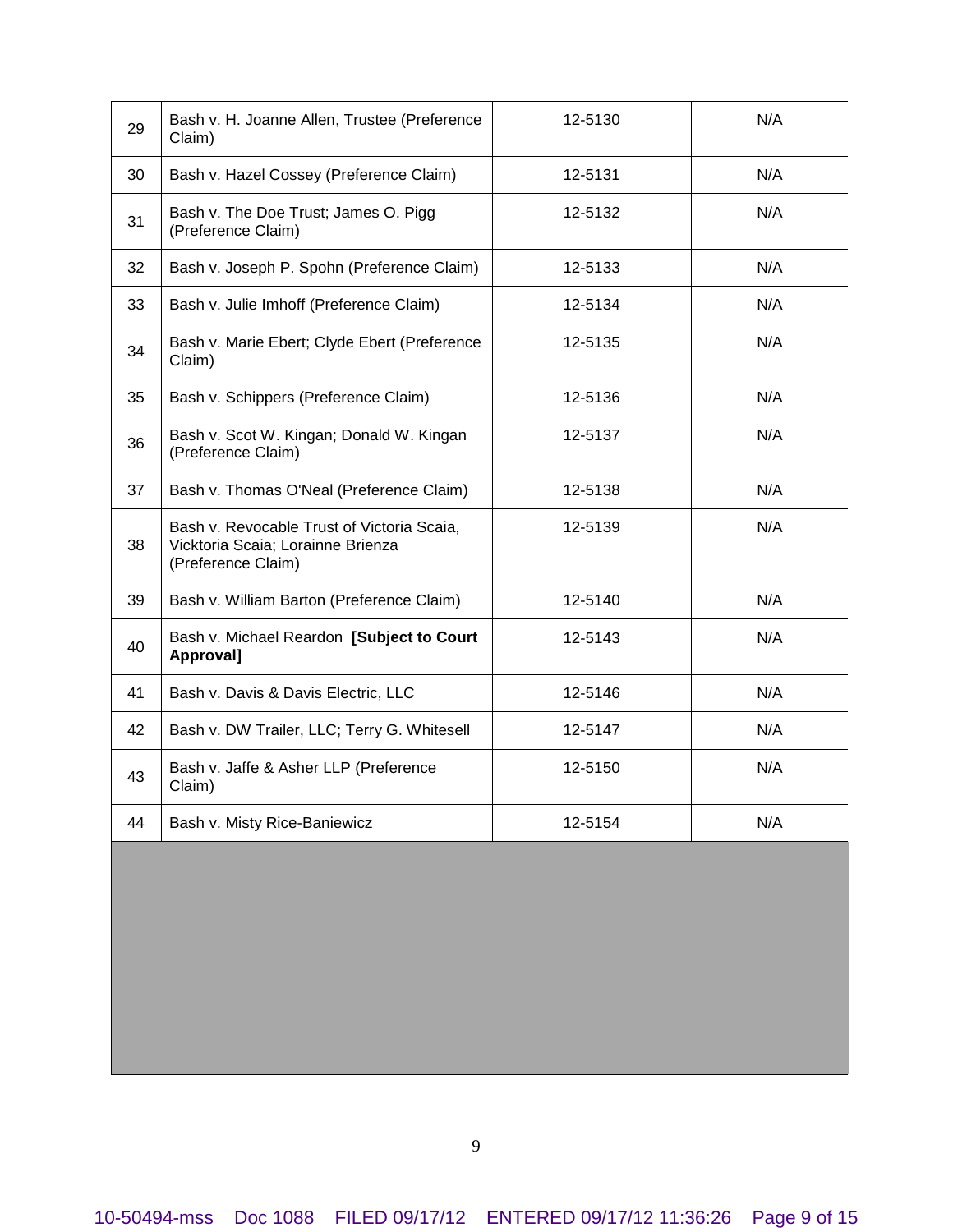| 29 | Bash v. H. Joanne Allen, Trustee (Preference Claim) | 12-5130 | N/A |
|---|---|---|---|
| 30 | Bash v. Hazel Cossey (Preference Claim) | 12-5131 | N/A |
| 31 | Bash v. The Doe Trust; James O. Pigg (Preference Claim) | 12-5132 | N/A |
| 32 | Bash v. Joseph P. Spohn (Preference Claim) | 12-5133 | N/A |
| 33 | Bash v. Julie Imhoff (Preference Claim) | 12-5134 | N/A |
| 34 | Bash v. Marie Ebert; Clyde Ebert (Preference Claim) | 12-5135 | N/A |
| 35 | Bash v. Schippers (Preference Claim) | 12-5136 | N/A |
| 36 | Bash v. Scot W. Kingan; Donald W. Kingan (Preference Claim) | 12-5137 | N/A |
| 37 | Bash v. Thomas O'Neal (Preference Claim) | 12-5138 | N/A |
| 38 | Bash v. Revocable Trust of Victoria Scaia, Vicktoria Scaia; Lorainne Brienza (Preference Claim) | 12-5139 | N/A |
| 39 | Bash v. William Barton (Preference Claim) | 12-5140 | N/A |
| 40 | Bash v. Michael Reardon **[Subject to Court Approval]** | 12-5143 | N/A |
| 41 | Bash v. Davis & Davis Electric, LLC | 12-5146 | N/A |
| 42 | Bash v. DW Trailer, LLC; Terry G. Whitesell | 12-5147 | N/A |
| 43 | Bash v. Jaffe & Asher LLP (Preference Claim) | 12-5150 | N/A |
| 44 | Bash v. Misty Rice-Baniewicz | 12-5154 | N/A |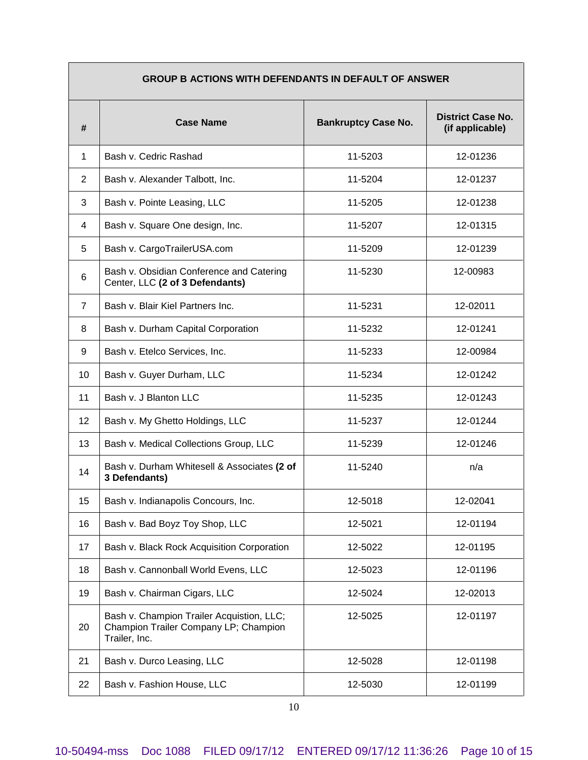| GROUP B ACTIONS WITH DEFENDANTS IN DEFAULT OF ANSWER | | | |
|---|---|---|---|
| **#** | **Case Name** | **Bankruptcy Case No.** | **District Case No. (if applicable)** |
| 1 | Bash v. Cedric Rashad | 11-5203 | 12-01236 |
| 2 | Bash v. Alexander Talbott, Inc. | 11-5204 | 12-01237 |
| 3 | Bash v. Pointe Leasing, LLC | 11-5205 | 12-01238 |
| 4 | Bash v. Square One design, Inc. | 11-5207 | 12-01315 |
| 5 | Bash v. CargoTrailerUSA.com | 11-5209 | 12-01239 |
| 6 | Bash v. Obsidian Conference and Catering Center, LLC **(2 of 3 Defendants)** | 11-5230 | 12-00983 |
| 7 | Bash v. Blair Kiel Partners Inc. | 11-5231 | 12-02011 |
| 8 | Bash v. Durham Capital Corporation | 11-5232 | 12-01241 |
| 9 | Bash v. Etelco Services, Inc. | 11-5233 | 12-00984 |
| 10 | Bash v. Guyer Durham, LLC | 11-5234 | 12-01242 |
| 11 | Bash v. J Blanton LLC | 11-5235 | 12-01243 |
| 12 | Bash v. My Ghetto Holdings, LLC | 11-5237 | 12-01244 |
| 13 | Bash v. Medical Collections Group, LLC | 11-5239 | 12-01246 |
| 14 | Bash v. Durham Whitesell & Associates **(2 of 3 Defendants)** | 11-5240 | n/a |
| 15 | Bash v. Indianapolis Concours, Inc. | 12-5018 | 12-02041 |
| 16 | Bash v. Bad Boyz Toy Shop, LLC | 12-5021 | 12-01194 |
| 17 | Bash v. Black Rock Acquisition Corporation | 12-5022 | 12-01195 |
| 18 | Bash v. Cannonball World Evens, LLC | 12-5023 | 12-01196 |
| 19 | Bash v. Chairman Cigars, LLC | 12-5024 | 12-02013 |
| 20 | Bash v. Champion Trailer Acquistion, LLC; Champion Trailer Company LP; Champion Trailer, Inc. | 12-5025 | 12-01197 |
| 21 | Bash v. Durco Leasing, LLC | 12-5028 | 12-01198 |
| 22 | Bash v. Fashion House, LLC | 12-5030 | 12-01199 |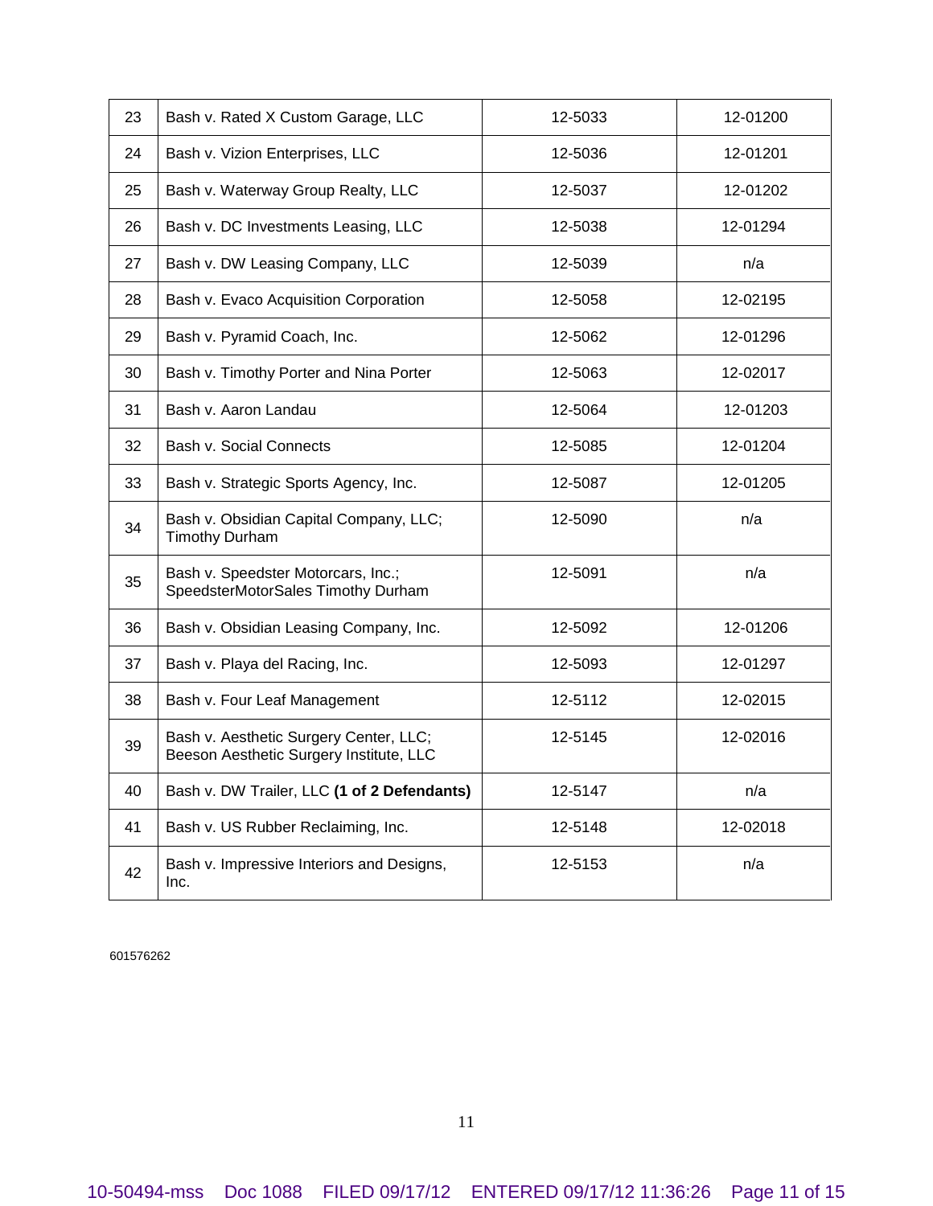| 23 | Bash v. Rated X Custom Garage, LLC | 12-5033 | 12-01200 |
|---|---|---|---|
| 24 | Bash v. Vizion Enterprises, LLC | 12-5036 | 12-01201 |
| 25 | Bash v. Waterway Group Realty, LLC | 12-5037 | 12-01202 |
| 26 | Bash v. DC Investments Leasing, LLC | 12-5038 | 12-01294 |
| 27 | Bash v. DW Leasing Company, LLC | 12-5039 | n/a |
| 28 | Bash v. Evaco Acquisition Corporation | 12-5058 | 12-02195 |
| 29 | Bash v. Pyramid Coach, Inc. | 12-5062 | 12-01296 |
| 30 | Bash v. Timothy Porter and Nina Porter | 12-5063 | 12-02017 |
| 31 | Bash v. Aaron Landau | 12-5064 | 12-01203 |
| 32 | Bash v. Social Connects | 12-5085 | 12-01204 |
| 33 | Bash v. Strategic Sports Agency, Inc. | 12-5087 | 12-01205 |
| 34 | Bash v. Obsidian Capital Company, LLC; Timothy Durham | 12-5090 | n/a |
| 35 | Bash v. Speedster Motorcars, Inc.; SpeedsterMotorSales Timothy Durham | 12-5091 | n/a |
| 36 | Bash v. Obsidian Leasing Company, Inc. | 12-5092 | 12-01206 |
| 37 | Bash v. Playa del Racing, Inc. | 12-5093 | 12-01297 |
| 38 | Bash v. Four Leaf Management | 12-5112 | 12-02015 |
| 39 | Bash v. Aesthetic Surgery Center, LLC; Beeson Aesthetic Surgery Institute, LLC | 12-5145 | 12-02016 |
| 40 | Bash v. DW Trailer, LLC **(1 of 2 Defendants)** | 12-5147 | n/a |
| 41 | Bash v. US Rubber Reclaiming, Inc. | 12-5148 | 12-02018 |
| 42 | Bash v. Impressive Interiors and Designs, Inc. | 12-5153 | n/a |

601576262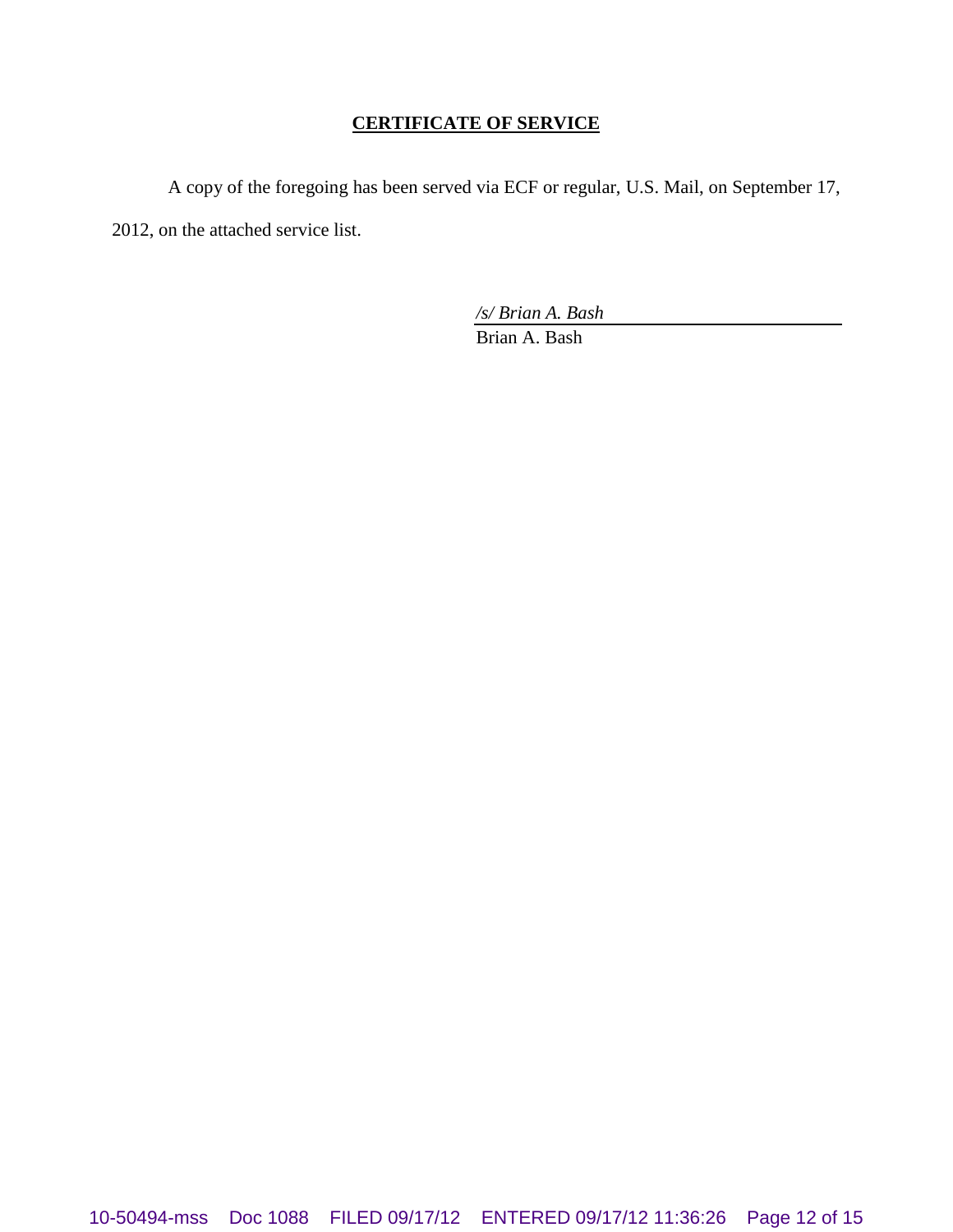## CERTIFICATE OF SERVICE

A copy of the foregoing has been served via ECF or regular, U.S. Mail, on September 17, 2012, on the attached service list.

*/s/ Brian A. Bash*
Brian A. Bash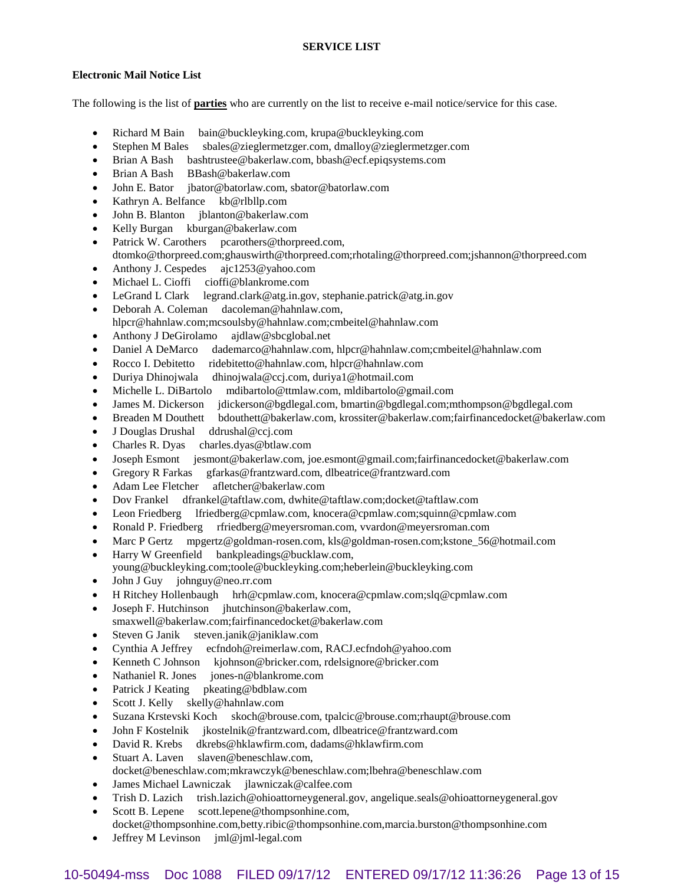**SERVICE LIST**

**Electronic Mail Notice List**

The following is the list of **parties** who are currently on the list to receive e-mail notice/service for this case.

- Richard M Bain bain@buckleyking.com, krupa@buckleyking.com
- Stephen M Bales sbales@zieglermetzger.com, dmalloy@zieglermetzger.com
- Brian A Bash bashtrustee@bakerlaw.com, bbash@ecf.epiqsystems.com
- Brian A Bash BBash@bakerlaw.com
- John E. Bator jbator@batorlaw.com, sbator@batorlaw.com
- Kathryn A. Belfance kb@rlbllp.com
- John B. Blanton jblanton@bakerlaw.com
- Kelly Burgan kburgan@bakerlaw.com
- Patrick W. Carothers pcarothers@thorpreed.com, dtomko@thorpreed.com;ghauswirth@thorpreed.com;rhotaling@thorpreed.com;jshannon@thorpreed.com
- Anthony J. Cespedes ajc1253@yahoo.com
- Michael L. Cioffi cioffi@blankrome.com
- LeGrand L Clark legrand.clark@atg.in.gov, stephanie.patrick@atg.in.gov
- Deborah A. Coleman dacoleman@hahnlaw.com, hlpcr@hahnlaw.com;mcsoulsby@hahnlaw.com;cmbeitel@hahnlaw.com
- Anthony J DeGirolamo ajdlaw@sbcglobal.net
- Daniel A DeMarco dademarco@hahnlaw.com, hlpcr@hahnlaw.com;cmbeitel@hahnlaw.com
- Rocco I. Debitetto ridebitetto@hahnlaw.com, hlpcr@hahnlaw.com
- Duriya Dhinojwala dhinojwala@ccj.com, duriya1@hotmail.com
- Michelle L. DiBartolo mdibartolo@ttmlaw.com, mldibartolo@gmail.com
- James M. Dickerson jdickerson@bgdlegal.com, bmartin@bgdlegal.com;mthompson@bgdlegal.com
- Breaden M Douthett bdouthett@bakerlaw.com, krossiter@bakerlaw.com;fairfinancedocket@bakerlaw.com
- J Douglas Drushal ddrushal@ccj.com
- Charles R. Dyas charles.dyas@btlaw.com
- Joseph Esmont jesmont@bakerlaw.com, joe.esmont@gmail.com;fairfinancedocket@bakerlaw.com
- Gregory R Farkas gfarkas@frantzward.com, dlbeatrice@frantzward.com
- Adam Lee Fletcher afletcher@bakerlaw.com
- Dov Frankel dfrankel@taftlaw.com, dwhite@taftlaw.com;docket@taftlaw.com
- Leon Friedberg lfriedberg@cpmlaw.com, knocera@cpmlaw.com;squinn@cpmlaw.com
- Ronald P. Friedberg rfriedberg@meyersroman.com, vvardon@meyersroman.com
- Marc P Gertz mpgertz@goldman-rosen.com, kls@goldman-rosen.com;kstone_56@hotmail.com
- Harry W Greenfield bankpleadings@bucklaw.com, young@buckleyking.com;toole@buckleyking.com;heberlein@buckleyking.com
- John J Guy johnguy@neo.rr.com
- H Ritchey Hollenbaugh hrh@cpmlaw.com, knocera@cpmlaw.com;slq@cpmlaw.com
- Joseph F. Hutchinson jhutchinson@bakerlaw.com, smaxwell@bakerlaw.com;fairfinancedocket@bakerlaw.com
- Steven G Janik steven.janik@janiklaw.com
- Cynthia A Jeffrey ecfndoh@reimerlaw.com, RACJ.ecfndoh@yahoo.com
- Kenneth C Johnson kjohnson@bricker.com, rdelsignore@bricker.com
- Nathaniel R. Jones jones-n@blankrome.com
- Patrick J Keating pkeating@bdblaw.com
- Scott J. Kelly skelly@hahnlaw.com
- Suzana Krstevski Koch skoch@brouse.com, tpalcic@brouse.com;rhaupt@brouse.com
- John F Kostelnik jkostelnik@frantzward.com, dlbeatrice@frantzward.com
- David R. Krebs dkrebs@hklawfirm.com, dadams@hklawfirm.com
- Stuart A. Laven slaven@beneschlaw.com, docket@beneschlaw.com;mkrawczyk@beneschlaw.com;lbehra@beneschlaw.com
- James Michael Lawniczak jlawniczak@calfee.com
- Trish D. Lazich trish.lazich@ohioattorneygeneral.gov, angelique.seals@ohioattorneygeneral.gov
- Scott B. Lepene scott.lepene@thompsonhine.com, docket@thompsonhine.com,betty.ribic@thompsonhine.com,marcia.burston@thompsonhine.com
- Jeffrey M Levinson jml@jml-legal.com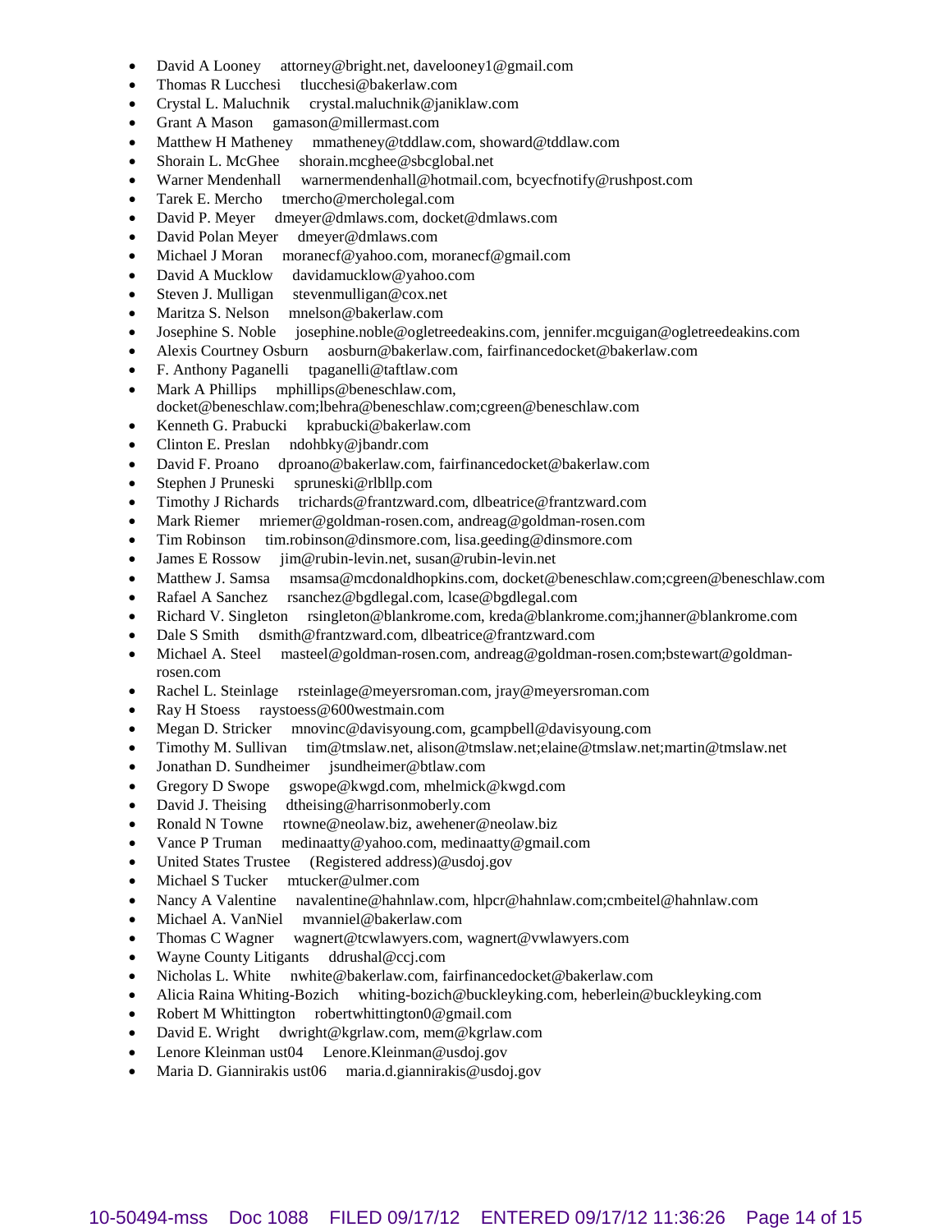- David A Looney attorney@bright.net, davelooney1@gmail.com
- Thomas R Lucchesi tlucchesi@bakerlaw.com
- Crystal L. Maluchnik crystal.maluchnik@janiklaw.com
- Grant A Mason gamason@millermast.com
- Matthew H Matheney mmatheney@tddlaw.com, showard@tddlaw.com
- Shorain L. McGhee shorain.mcghee@sbcglobal.net
- Warner Mendenhall warnermendenhall@hotmail.com, bcyecfnotify@rushpost.com
- Tarek E. Mercho tmercho@mercholegal.com
- David P. Meyer dmeyer@dmlaws.com, docket@dmlaws.com
- David Polan Meyer dmeyer@dmlaws.com
- Michael J Moran moranecf@yahoo.com, moranecf@gmail.com
- David A Mucklow davidamucklow@yahoo.com
- Steven J. Mulligan stevenmulligan@cox.net
- Maritza S. Nelson mnelson@bakerlaw.com
- Josephine S. Noble josephine.noble@ogletreedeakins.com, jennifer.mcguigan@ogletreedeakins.com
- Alexis Courtney Osburn aosburn@bakerlaw.com, fairfinancedocket@bakerlaw.com
- F. Anthony Paganelli tpaganelli@taftlaw.com
- Mark A Phillips mphillips@beneschlaw.com, docket@beneschlaw.com;lbehra@beneschlaw.com;cgreen@beneschlaw.com
- Kenneth G. Prabucki kprabucki@bakerlaw.com
- Clinton E. Preslan ndohbky@jbandr.com
- David F. Proano dproano@bakerlaw.com, fairfinancedocket@bakerlaw.com
- Stephen J Pruneski spruneski@rlbllp.com
- Timothy J Richards trichards@frantzward.com, dlbeatrice@frantzward.com
- Mark Riemer mriemer@goldman-rosen.com, andreag@goldman-rosen.com
- Tim Robinson tim.robinson@dinsmore.com, lisa.geeding@dinsmore.com
- James E Rossow jim@rubin-levin.net, susan@rubin-levin.net
- Matthew J. Samsa msamsa@mcdonaldhopkins.com, docket@beneschlaw.com;cgreen@beneschlaw.com
- Rafael A Sanchez rsanchez@bgdlegal.com, lcase@bgdlegal.com
- Richard V. Singleton rsingleton@blankrome.com, kreda@blankrome.com;jhanner@blankrome.com
- Dale S Smith dsmith@frantzward.com, dlbeatrice@frantzward.com
- Michael A. Steel masteel@goldman-rosen.com, andreag@goldman-rosen.com;bstewart@goldman-rosen.com
- Rachel L. Steinlage rsteinlage@meyersroman.com, jray@meyersroman.com
- Ray H Stoess raystoess@600westmain.com
- Megan D. Stricker mnovinc@davisyoung.com, gcampbell@davisyoung.com
- Timothy M. Sullivan tim@tmslaw.net, alison@tmslaw.net;elaine@tmslaw.net;martin@tmslaw.net
- Jonathan D. Sundheimer jsundheimer@btlaw.com
- Gregory D Swope gswope@kwgd.com, mhelmick@kwgd.com
- David J. Theising dtheising@harrisonmoberly.com
- Ronald N Towne rtowne@neolaw.biz, awehener@neolaw.biz
- Vance P Truman medinaatty@yahoo.com, medinaatty@gmail.com
- United States Trustee (Registered address)@usdoj.gov
- Michael S Tucker mtucker@ulmer.com
- Nancy A Valentine navalentine@hahnlaw.com, hlpcr@hahnlaw.com;cmbeitel@hahnlaw.com
- Michael A. VanNiel mvanniel@bakerlaw.com
- Thomas C Wagner wagnert@tcwlawyers.com, wagnert@vwlawyers.com
- Wayne County Litigants ddrushal@ccj.com
- Nicholas L. White nwhite@bakerlaw.com, fairfinancedocket@bakerlaw.com
- Alicia Raina Whiting-Bozich whiting-bozich@buckleyking.com, heberlein@buckleyking.com
- Robert M Whittington robertwhittington0@gmail.com
- David E. Wright dwright@kgrlaw.com, mem@kgrlaw.com
- Lenore Kleinman ust04 Lenore.Kleinman@usdoj.gov
- Maria D. Giannirakis ust06 maria.d.giannirakis@usdoj.gov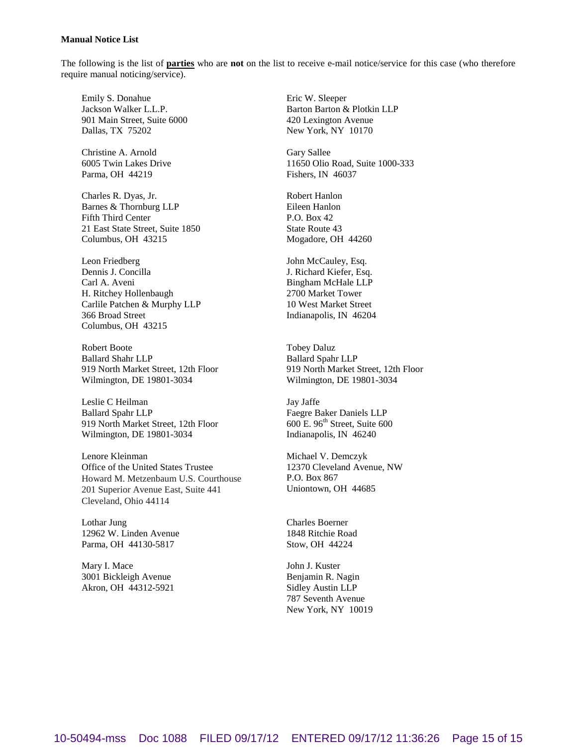**Manual Notice List**

The following is the list of **parties** who are **not** on the list to receive e-mail notice/service for this case (who therefore require manual noticing/service).

Emily S. Donahue
Jackson Walker L.L.P.
901 Main Street, Suite 6000
Dallas, TX 75202

Christine A. Arnold
6005 Twin Lakes Drive
Parma, OH 44219

Charles R. Dyas, Jr.
Barnes & Thornburg LLP
Fifth Third Center
21 East State Street, Suite 1850
Columbus, OH 43215

Leon Friedberg
Dennis J. Concilla
Carl A. Aveni
H. Ritchey Hollenbaugh
Carlile Patchen & Murphy LLP
366 Broad Street
Columbus, OH 43215

Robert Boote
Ballard Shahr LLP
919 North Market Street, 12th Floor
Wilmington, DE 19801-3034

Leslie C Heilman
Ballard Spahr LLP
919 North Market Street, 12th Floor
Wilmington, DE 19801-3034

Lenore Kleinman
Office of the United States Trustee
Howard M. Metzenbaum U.S. Courthouse
201 Superior Avenue East, Suite 441
Cleveland, Ohio 44114

Lothar Jung
12962 W. Linden Avenue
Parma, OH 44130-5817

Mary I. Mace
3001 Bickleigh Avenue
Akron, OH 44312-5921

Eric W. Sleeper
Barton Barton & Plotkin LLP
420 Lexington Avenue
New York, NY 10170

Gary Sallee
11650 Olio Road, Suite 1000-333
Fishers, IN 46037

Robert Hanlon
Eileen Hanlon
P.O. Box 42
State Route 43
Mogadore, OH 44260

John McCauley, Esq.
J. Richard Kiefer, Esq.
Bingham McHale LLP
2700 Market Tower
10 West Market Street
Indianapolis, IN 46204

Tobey Daluz
Ballard Spahr LLP
919 North Market Street, 12th Floor
Wilmington, DE 19801-3034

Jay Jaffe
Faegre Baker Daniels LLP
600 E. 96th Street, Suite 600
Indianapolis, IN 46240

Michael V. Demczyk
12370 Cleveland Avenue, NW
P.O. Box 867
Uniontown, OH 44685

Charles Boerner
1848 Ritchie Road
Stow, OH 44224

John J. Kuster
Benjamin R. Nagin
Sidley Austin LLP
787 Seventh Avenue
New York, NY 10019